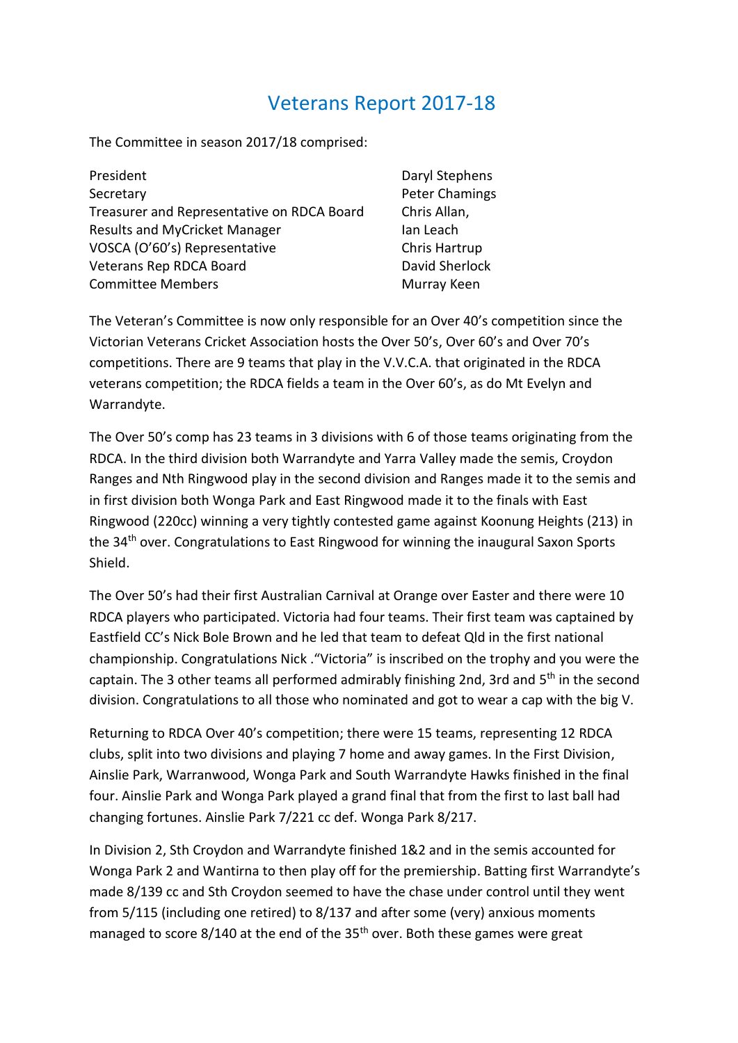# Veterans Report 2017-18

The Committee in season 2017/18 comprised:

| | |
|---|---|
| President | Daryl Stephens |
| Secretary | Peter Chamings |
| Treasurer and Representative on RDCA Board | Chris Allan, |
| Results and MyCricket Manager | Ian Leach |
| VOSCA (O'60's) Representative | Chris Hartrup |
| Veterans Rep RDCA Board | David Sherlock |
| Committee Members | Murray Keen |

The Veteran's Committee is now only responsible for an Over 40's competition since the Victorian Veterans Cricket Association hosts the Over 50's, Over 60's and Over 70's competitions. There are 9 teams that play in the V.V.C.A. that originated in the RDCA veterans competition; the RDCA fields a team in the Over 60's, as do Mt Evelyn and Warrandyte.

The Over 50's comp has 23 teams in 3 divisions with 6 of those teams originating from the RDCA. In the third division both Warrandyte and Yarra Valley made the semis, Croydon Ranges and Nth Ringwood play in the second division and Ranges made it to the semis and in first division both Wonga Park and East Ringwood made it to the finals with East Ringwood (220cc) winning a very tightly contested game against Koonung Heights (213) in the 34th over. Congratulations to East Ringwood for winning the inaugural Saxon Sports Shield.

The Over 50's had their first Australian Carnival at Orange over Easter and there were 10 RDCA players who participated. Victoria had four teams. Their first team was captained by Eastfield CC's Nick Bole Brown and he led that team to defeat Qld in the first national championship. Congratulations Nick ."Victoria" is inscribed on the trophy and you were the captain. The 3 other teams all performed admirably finishing 2nd, 3rd and 5th in the second division. Congratulations to all those who nominated and got to wear a cap with the big V.

Returning to RDCA Over 40's competition; there were 15 teams, representing 12 RDCA clubs, split into two divisions and playing 7 home and away games. In the First Division, Ainslie Park, Warranwood, Wonga Park and South Warrandyte Hawks finished in the final four. Ainslie Park and Wonga Park played a grand final that from the first to last ball had changing fortunes. Ainslie Park 7/221 cc def. Wonga Park 8/217.

In Division 2, Sth Croydon and Warrandyte finished 1&2 and in the semis accounted for Wonga Park 2 and Wantirna to then play off for the premiership. Batting first Warrandyte's made 8/139 cc and Sth Croydon seemed to have the chase under control until they went from 5/115 (including one retired) to 8/137 and after some (very) anxious moments managed to score 8/140 at the end of the 35th over. Both these games were great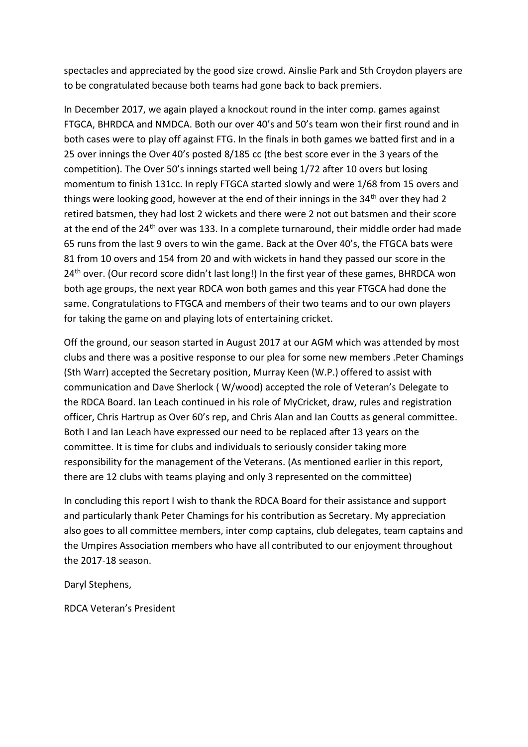spectacles and appreciated by the good size crowd. Ainslie Park and Sth Croydon players are to be congratulated because both teams had gone back to back premiers.

In December 2017, we again played a knockout round in the inter comp. games against FTGCA, BHRDCA and NMDCA. Both our over 40's and 50's team won their first round and in both cases were to play off against FTG. In the finals in both games we batted first and in a 25 over innings the Over 40's posted 8/185 cc (the best score ever in the 3 years of the competition). The Over 50's innings started well being 1/72 after 10 overs but losing momentum to finish 131cc. In reply FTGCA started slowly and were 1/68 from 15 overs and things were looking good, however at the end of their innings in the 34th over they had 2 retired batsmen, they had lost 2 wickets and there were 2 not out batsmen and their score at the end of the 24th over was 133. In a complete turnaround, their middle order had made 65 runs from the last 9 overs to win the game. Back at the Over 40's, the FTGCA bats were 81 from 10 overs and 154 from 20 and with wickets in hand they passed our score in the 24th over. (Our record score didn't last long!) In the first year of these games, BHRDCA won both age groups, the next year RDCA won both games and this year FTGCA had done the same. Congratulations to FTGCA and members of their two teams and to our own players for taking the game on and playing lots of entertaining cricket.

Off the ground, our season started in August 2017 at our AGM which was attended by most clubs and there was a positive response to our plea for some new members .Peter Chamings (Sth Warr) accepted the Secretary position, Murray Keen (W.P.) offered to assist with communication and Dave Sherlock ( W/wood) accepted the role of Veteran's Delegate to the RDCA Board. Ian Leach continued in his role of MyCricket, draw, rules and registration officer, Chris Hartrup as Over 60's rep, and Chris Alan and Ian Coutts as general committee. Both I and Ian Leach have expressed our need to be replaced after 13 years on the committee. It is time for clubs and individuals to seriously consider taking more responsibility for the management of the Veterans. (As mentioned earlier in this report, there are 12 clubs with teams playing and only 3 represented on the committee)

In concluding this report I wish to thank the RDCA Board for their assistance and support and particularly thank Peter Chamings for his contribution as Secretary. My appreciation also goes to all committee members, inter comp captains, club delegates, team captains and the Umpires Association members who have all contributed to our enjoyment throughout the 2017-18 season.

Daryl Stephens,

RDCA Veteran's President